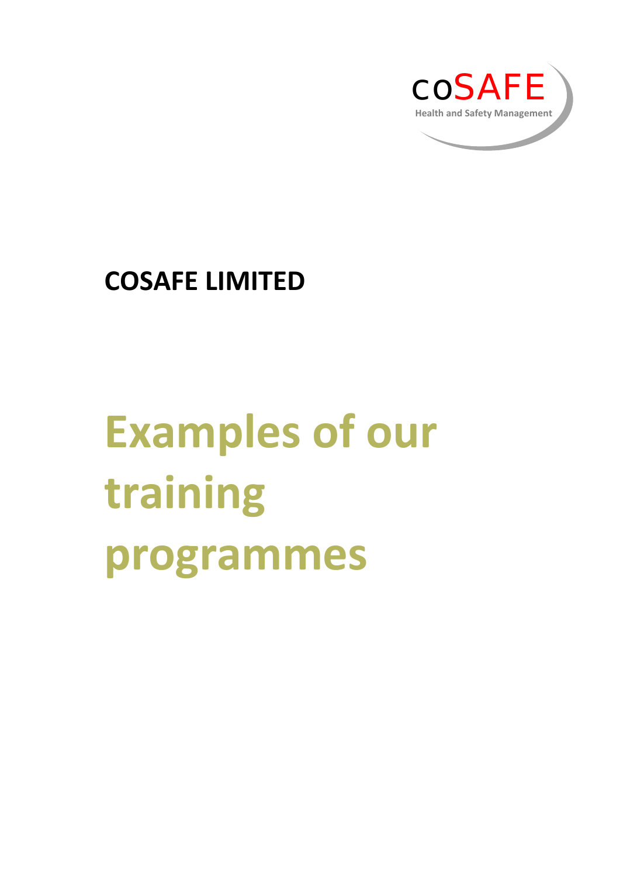coSAFE

Health and Safety Management

**COSAFE LIMITED**

# Examples of our training programmes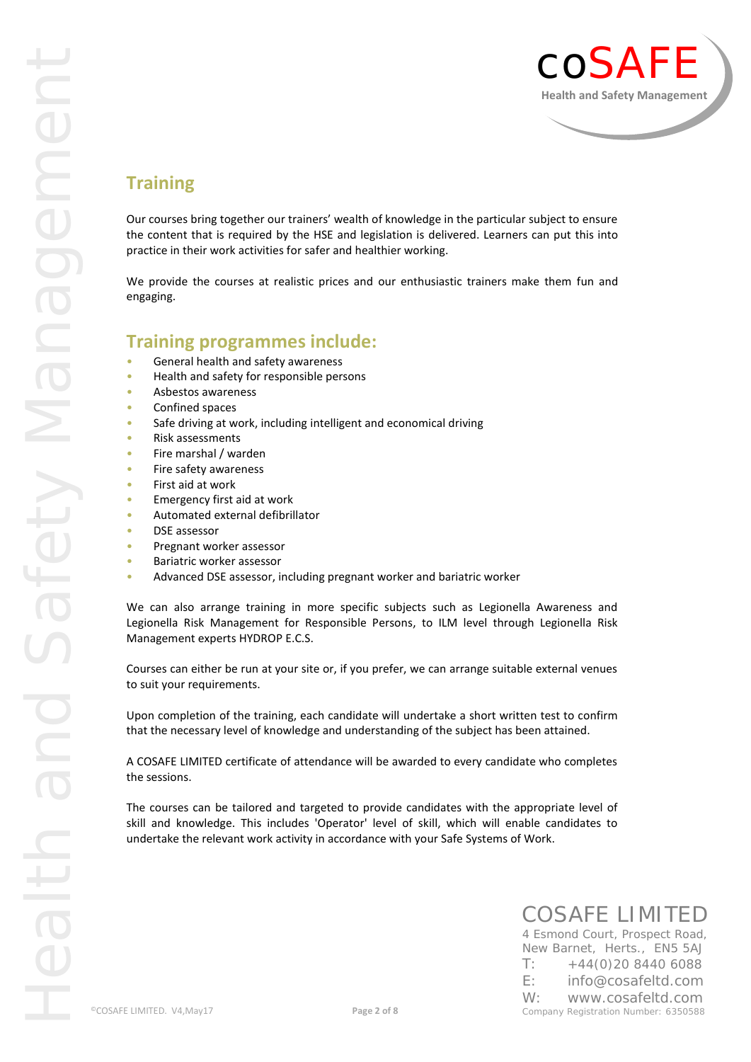## Training

Our courses bring together our trainers' wealth of knowledge in the particular subject to ensure the content that is required by the HSE and legislation is delivered. Learners can put this into practice in their work activities for safer and healthier working.

We provide the courses at realistic prices and our enthusiastic trainers make them fun and engaging.

## Training programmes include:

- General health and safety awareness
- Health and safety for responsible persons
- Asbestos awareness
- Confined spaces
- Safe driving at work, including intelligent and economical driving
- Risk assessments
- Fire marshal / warden
- Fire safety awareness
- First aid at work
- Emergency first aid at work
- Automated external defibrillator
- DSE assessor
- Pregnant worker assessor
- Bariatric worker assessor
- Advanced DSE assessor, including pregnant worker and bariatric worker

We can also arrange training in more specific subjects such as Legionella Awareness and Legionella Risk Management for Responsible Persons, to ILM level through Legionella Risk Management experts HYDROP E.C.S.

Courses can either be run at your site or, if you prefer, we can arrange suitable external venues to suit your requirements.

Upon completion of the training, each candidate will undertake a short written test to confirm that the necessary level of knowledge and understanding of the subject has been attained.

A COSAFE LIMITED certificate of attendance will be awarded to every candidate who completes the sessions.

The courses can be tailored and targeted to provide candidates with the appropriate level of skill and knowledge. This includes 'Operator' level of skill, which will enable candidates to undertake the relevant work activity in accordance with your Safe Systems of Work.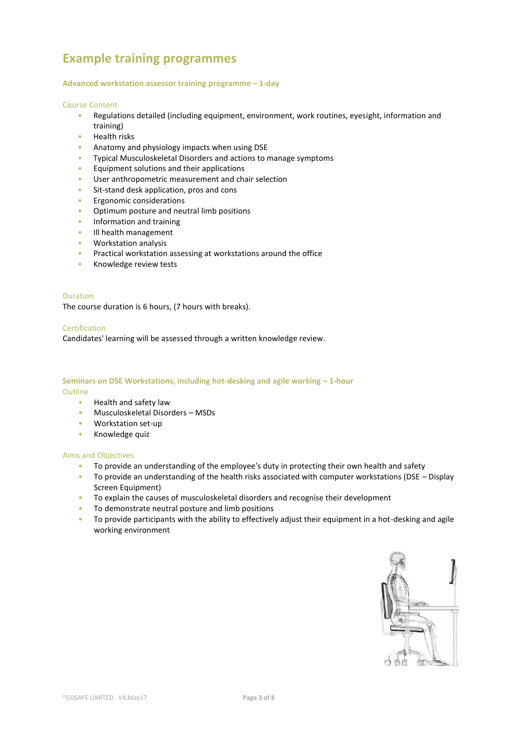# Example training programmes

### Advanced workstation assessor training programme – 1-day

#### Course Content

- Regulations detailed (including equipment, environment, work routines, eyesight, information and training)
- Health risks
- Anatomy and physiology impacts when using DSE
- Typical Musculoskeletal Disorders and actions to manage symptoms
- Equipment solutions and their applications
- User anthropometric measurement and chair selection
- Sit-stand desk application, pros and cons
- Ergonomic considerations
- Optimum posture and neutral limb positions
- Information and training
- Ill health management
- Workstation analysis
- Practical workstation assessing at workstations around the office
- Knowledge review tests

#### Duration

The course duration is 6 hours, (7 hours with breaks).

#### Certification

Candidates' learning will be assessed through a written knowledge review.

### Seminars on DSE Workstations, including hot-desking and agile working – 1-hour

#### Outline

- Health and safety law
- Musculoskeletal Disorders – MSDs
- Workstation set-up
- Knowledge quiz

#### Aims and Objectives

- To provide an understanding of the employee's duty in protecting their own health and safety
- To provide an understanding of the health risks associated with computer workstations (DSE – Display Screen Equipment)
- To explain the causes of musculoskeletal disorders and recognise their development
- To demonstrate neutral posture and limb positions
- To provide participants with the ability to effectively adjust their equipment in a hot-desking and agile working environment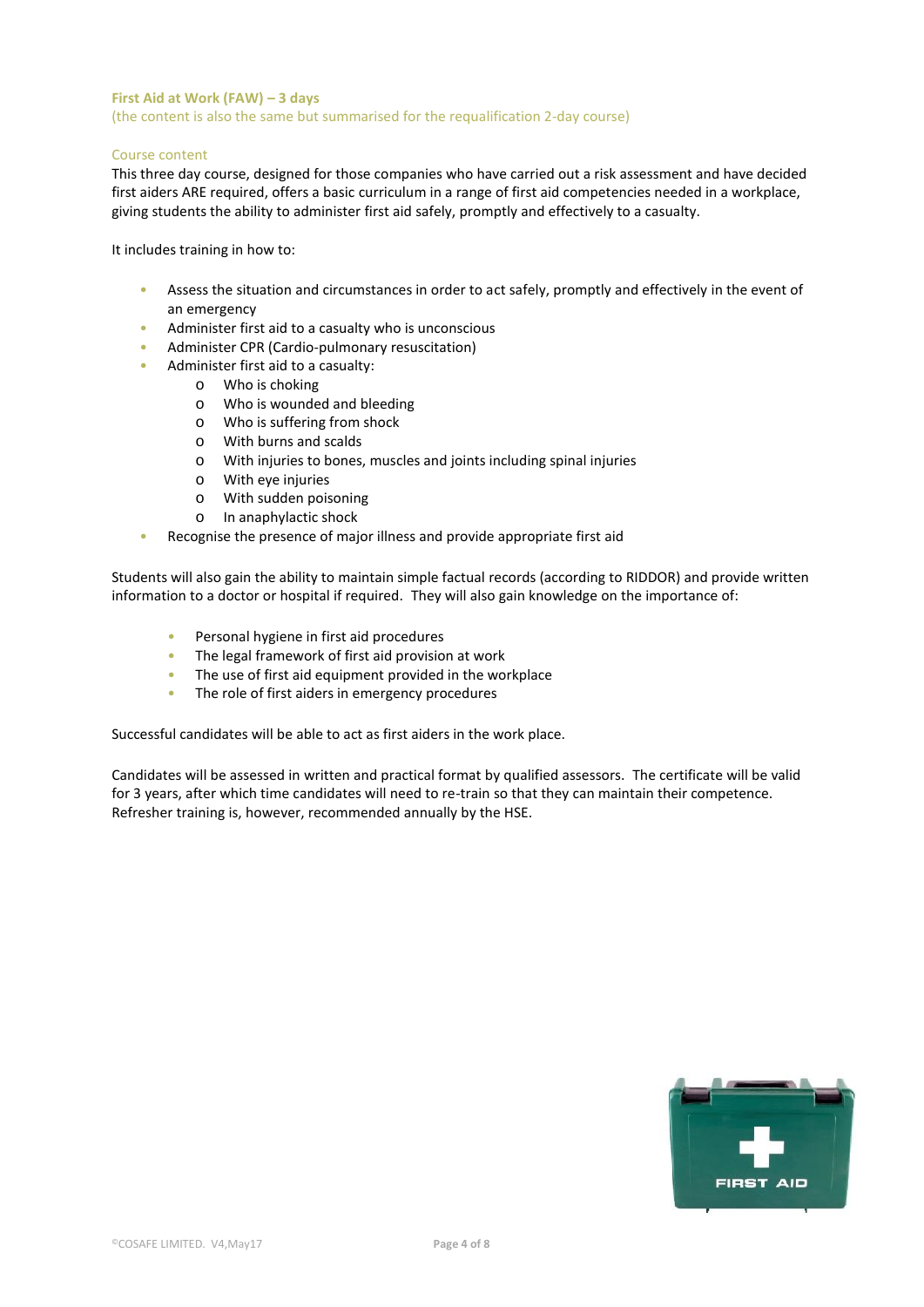## First Aid at Work (FAW) – 3 days

(the content is also the same but summarised for the requalification 2-day course)

### Course content

This three day course, designed for those companies who have carried out a risk assessment and have decided first aiders ARE required, offers a basic curriculum in a range of first aid competencies needed in a workplace, giving students the ability to administer first aid safely, promptly and effectively to a casualty.

It includes training in how to:

- Assess the situation and circumstances in order to act safely, promptly and effectively in the event of an emergency
- Administer first aid to a casualty who is unconscious
- Administer CPR (Cardio-pulmonary resuscitation)
- Administer first aid to a casualty:
  - Who is choking
  - Who is wounded and bleeding
  - Who is suffering from shock
  - With burns and scalds
  - With injuries to bones, muscles and joints including spinal injuries
  - With eye injuries
  - With sudden poisoning
  - In anaphylactic shock
- Recognise the presence of major illness and provide appropriate first aid

Students will also gain the ability to maintain simple factual records (according to RIDDOR) and provide written information to a doctor or hospital if required. They will also gain knowledge on the importance of:

- Personal hygiene in first aid procedures
- The legal framework of first aid provision at work
- The use of first aid equipment provided in the workplace
- The role of first aiders in emergency procedures

Successful candidates will be able to act as first aiders in the work place.

Candidates will be assessed in written and practical format by qualified assessors. The certificate will be valid for 3 years, after which time candidates will need to re-train so that they can maintain their competence. Refresher training is, however, recommended annually by the HSE.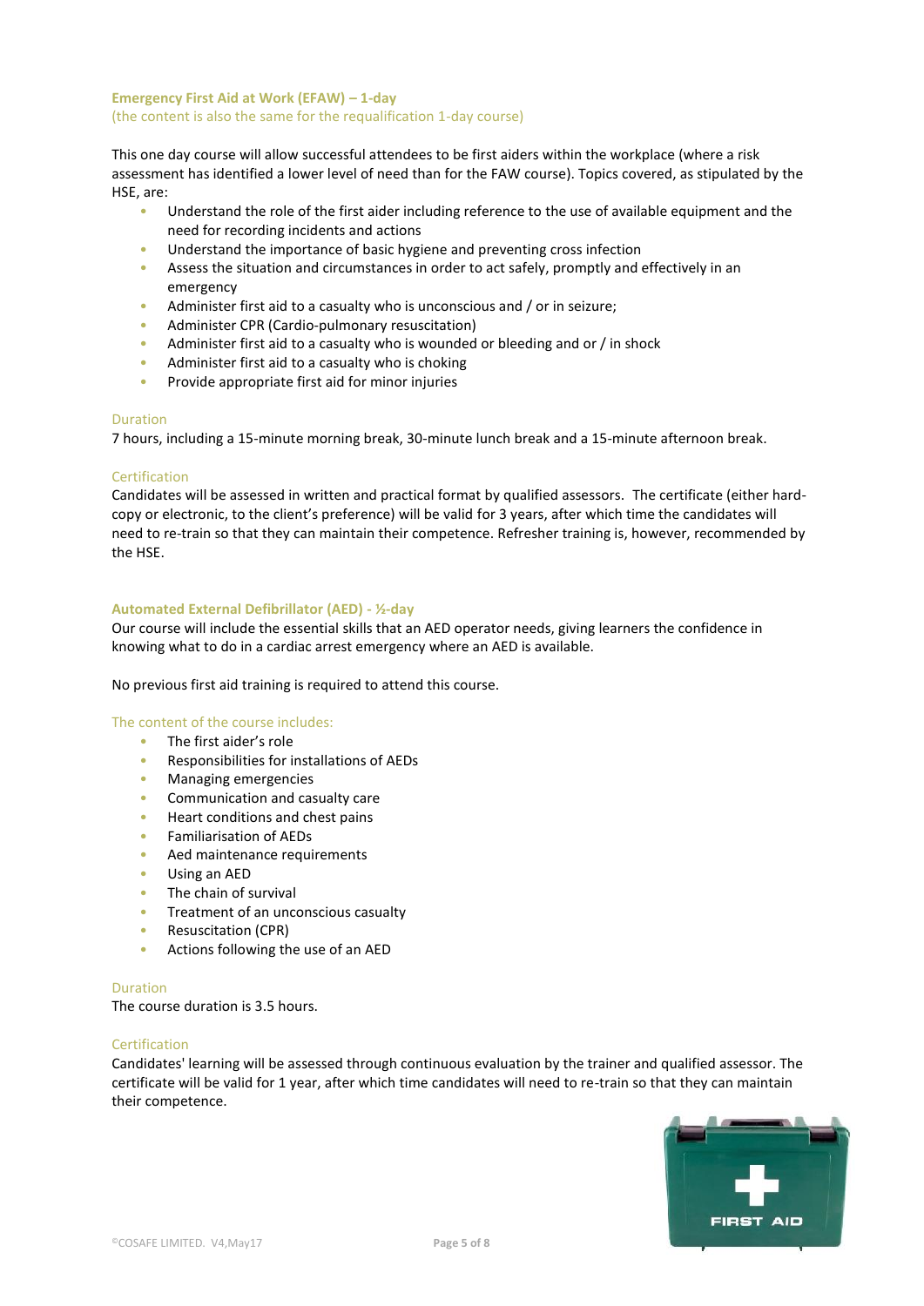## Emergency First Aid at Work (EFAW) – 1-day

(the content is also the same for the requalification 1-day course)

This one day course will allow successful attendees to be first aiders within the workplace (where a risk assessment has identified a lower level of need than for the FAW course). Topics covered, as stipulated by the HSE, are:

- Understand the role of the first aider including reference to the use of available equipment and the need for recording incidents and actions
- Understand the importance of basic hygiene and preventing cross infection
- Assess the situation and circumstances in order to act safely, promptly and effectively in an emergency
- Administer first aid to a casualty who is unconscious and / or in seizure;
- Administer CPR (Cardio-pulmonary resuscitation)
- Administer first aid to a casualty who is wounded or bleeding and or / in shock
- Administer first aid to a casualty who is choking
- Provide appropriate first aid for minor injuries

### Duration

7 hours, including a 15-minute morning break, 30-minute lunch break and a 15-minute afternoon break.

### Certification

Candidates will be assessed in written and practical format by qualified assessors. The certificate (either hard-copy or electronic, to the client's preference) will be valid for 3 years, after which time the candidates will need to re-train so that they can maintain their competence. Refresher training is, however, recommended by the HSE.

## Automated External Defibrillator (AED) - ½-day

Our course will include the essential skills that an AED operator needs, giving learners the confidence in knowing what to do in a cardiac arrest emergency where an AED is available.

No previous first aid training is required to attend this course.

### The content of the course includes:

- The first aider's role
- Responsibilities for installations of AEDs
- Managing emergencies
- Communication and casualty care
- Heart conditions and chest pains
- Familiarisation of AEDs
- Aed maintenance requirements
- Using an AED
- The chain of survival
- Treatment of an unconscious casualty
- Resuscitation (CPR)
- Actions following the use of an AED

### Duration

The course duration is 3.5 hours.

### Certification

Candidates' learning will be assessed through continuous evaluation by the trainer and qualified assessor. The certificate will be valid for 1 year, after which time candidates will need to re-train so that they can maintain their competence.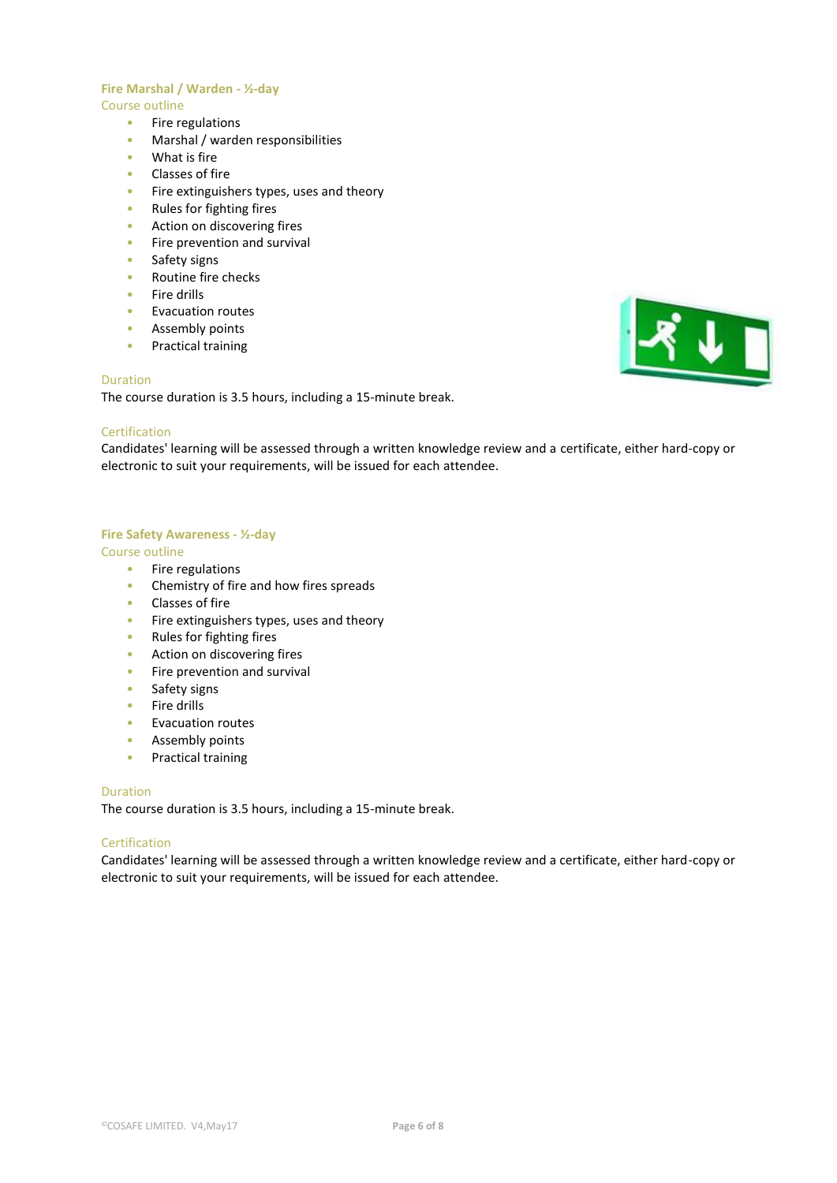## Fire Marshal / Warden - ½-day

### Course outline

- Fire regulations
- Marshal / warden responsibilities
- What is fire
- Classes of fire
- Fire extinguishers types, uses and theory
- Rules for fighting fires
- Action on discovering fires
- Fire prevention and survival
- Safety signs
- Routine fire checks
- Fire drills
- Evacuation routes
- Assembly points
- Practical training

### Duration

The course duration is 3.5 hours, including a 15-minute break.

### Certification

Candidates' learning will be assessed through a written knowledge review and a certificate, either hard-copy or electronic to suit your requirements, will be issued for each attendee.

## Fire Safety Awareness - ½-day

### Course outline

- Fire regulations
- Chemistry of fire and how fires spreads
- Classes of fire
- Fire extinguishers types, uses and theory
- Rules for fighting fires
- Action on discovering fires
- Fire prevention and survival
- Safety signs
- Fire drills
- Evacuation routes
- Assembly points
- Practical training

### Duration

The course duration is 3.5 hours, including a 15-minute break.

### Certification

Candidates' learning will be assessed through a written knowledge review and a certificate, either hard-copy or electronic to suit your requirements, will be issued for each attendee.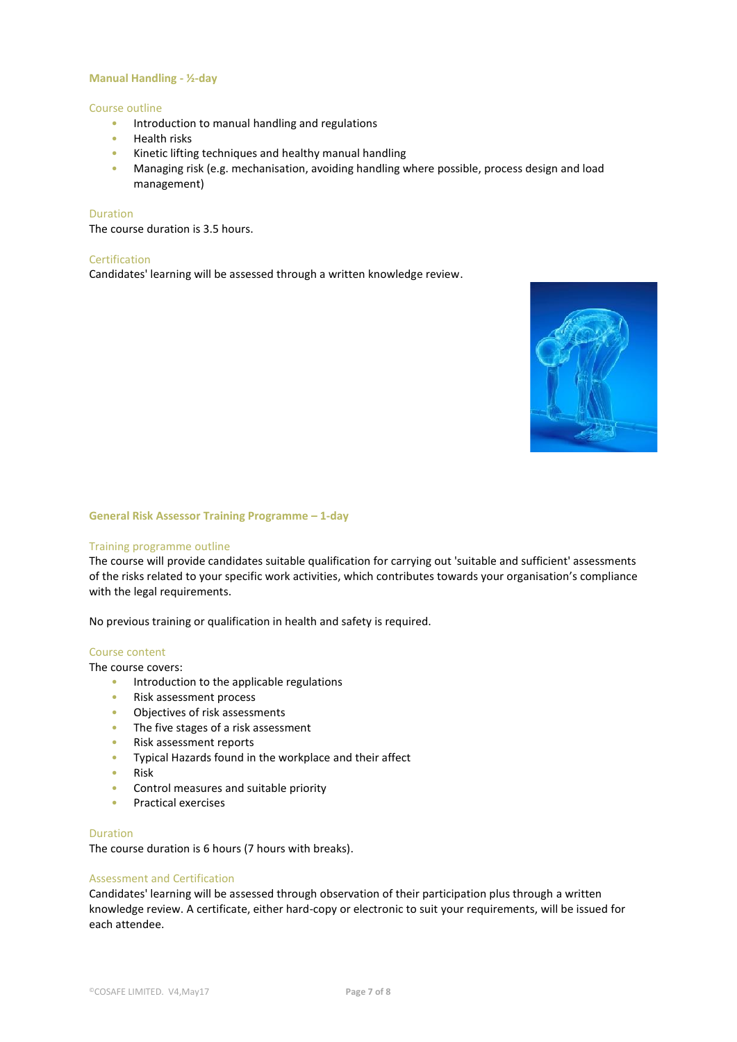## Manual Handling - ½-day

### Course outline

- Introduction to manual handling and regulations
- Health risks
- Kinetic lifting techniques and healthy manual handling
- Managing risk (e.g. mechanisation, avoiding handling where possible, process design and load management)

### Duration

The course duration is 3.5 hours.

### Certification

Candidates' learning will be assessed through a written knowledge review.

## General Risk Assessor Training Programme – 1-day

### Training programme outline

The course will provide candidates suitable qualification for carrying out 'suitable and sufficient' assessments of the risks related to your specific work activities, which contributes towards your organisation's compliance with the legal requirements.

No previous training or qualification in health and safety is required.

### Course content

The course covers:

- Introduction to the applicable regulations
- Risk assessment process
- Objectives of risk assessments
- The five stages of a risk assessment
- Risk assessment reports
- Typical Hazards found in the workplace and their affect
- Risk
- Control measures and suitable priority
- Practical exercises

### Duration

The course duration is 6 hours (7 hours with breaks).

### Assessment and Certification

Candidates' learning will be assessed through observation of their participation plus through a written knowledge review. A certificate, either hard-copy or electronic to suit your requirements, will be issued for each attendee.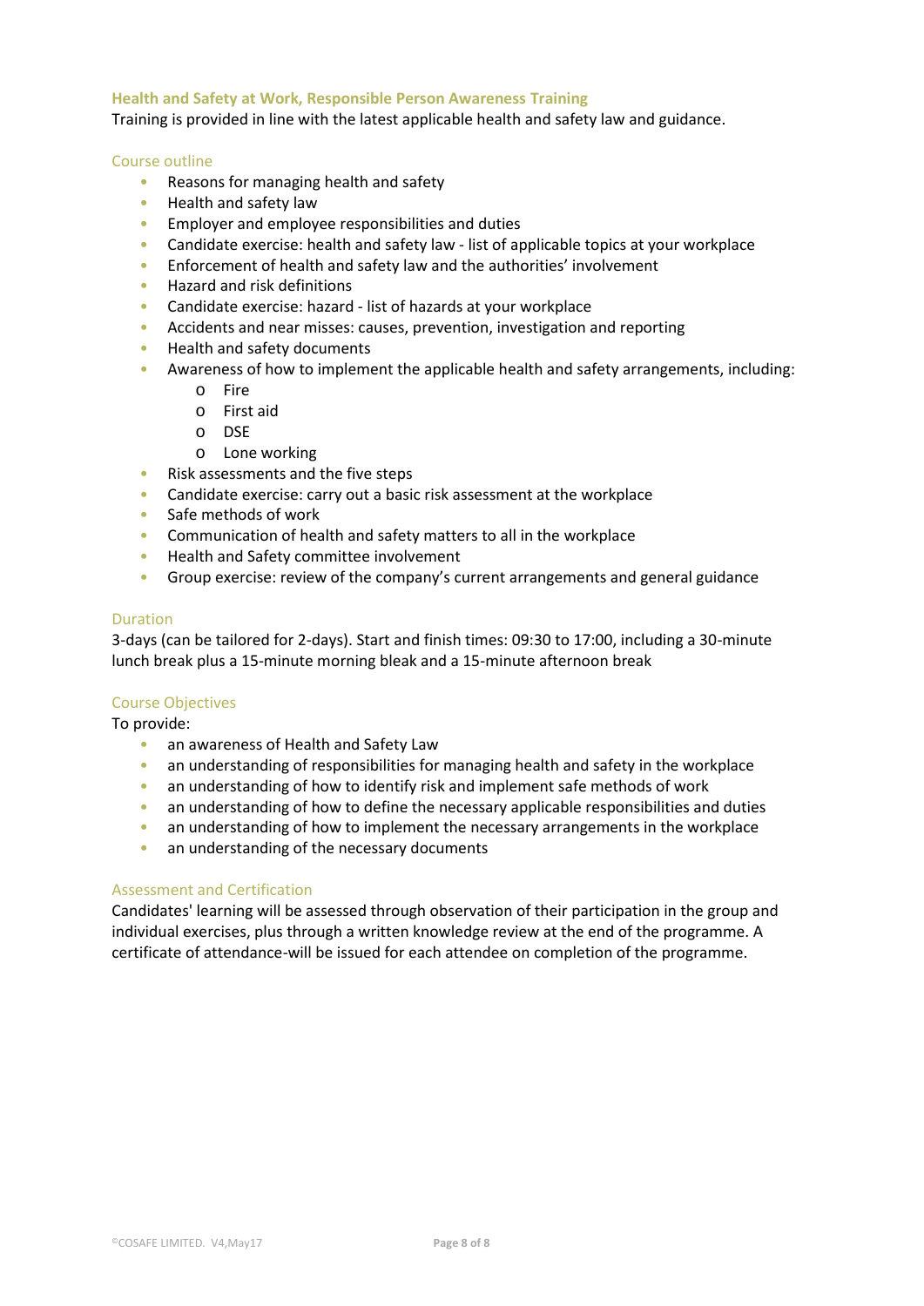### Health and Safety at Work, Responsible Person Awareness Training

Training is provided in line with the latest applicable health and safety law and guidance.

#### Course outline

- Reasons for managing health and safety
- Health and safety law
- Employer and employee responsibilities and duties
- Candidate exercise: health and safety law - list of applicable topics at your workplace
- Enforcement of health and safety law and the authorities' involvement
- Hazard and risk definitions
- Candidate exercise: hazard - list of hazards at your workplace
- Accidents and near misses: causes, prevention, investigation and reporting
- Health and safety documents
- Awareness of how to implement the applicable health and safety arrangements, including:
  - Fire
  - First aid
  - DSE
  - Lone working
- Risk assessments and the five steps
- Candidate exercise: carry out a basic risk assessment at the workplace
- Safe methods of work
- Communication of health and safety matters to all in the workplace
- Health and Safety committee involvement
- Group exercise: review of the company's current arrangements and general guidance

#### Duration

3-days (can be tailored for 2-days). Start and finish times: 09:30 to 17:00, including a 30-minute lunch break plus a 15-minute morning bleak and a 15-minute afternoon break

#### Course Objectives

To provide:

- an awareness of Health and Safety Law
- an understanding of responsibilities for managing health and safety in the workplace
- an understanding of how to identify risk and implement safe methods of work
- an understanding of how to define the necessary applicable responsibilities and duties
- an understanding of how to implement the necessary arrangements in the workplace
- an understanding of the necessary documents

#### Assessment and Certification

Candidates' learning will be assessed through observation of their participation in the group and individual exercises, plus through a written knowledge review at the end of the programme. A certificate of attendance-will be issued for each attendee on completion of the programme.